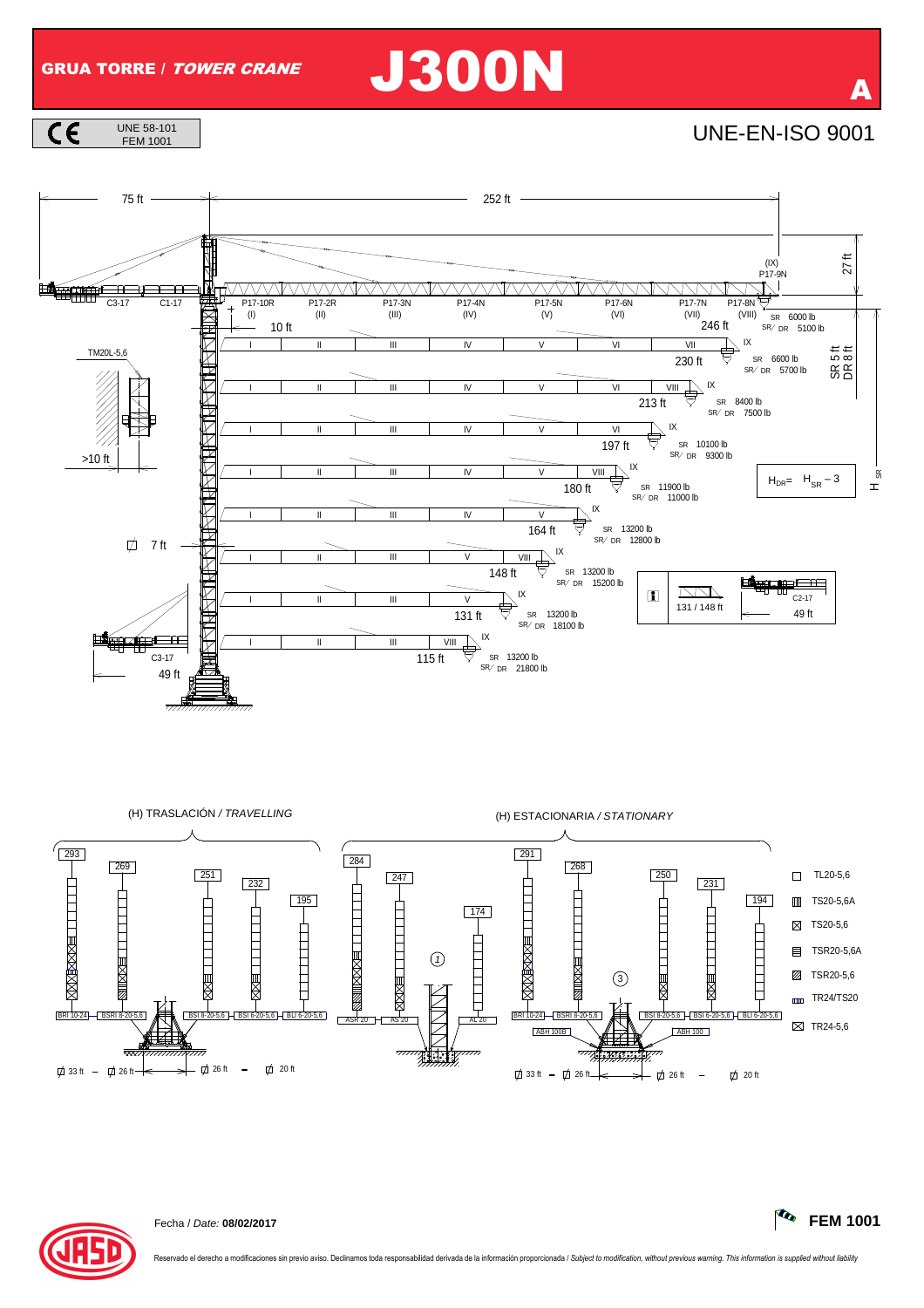# GRUA TORRE / *TOWER CRANE* J300N

A

CE UNE 58-101 FEM 1001

UNE-EN-ISO 9001

75 ft — 252 ft

(IX) P17-9N — 27 ft

C3-17 C1-17 P17-10R (I) P17-2R (II) P17-3N (III) P17-4N (IV) P17-5N (V) P17-6N (VI) P17-7N (VII) P17-8N (VIII)

10 ft

| Jib length | SR | SR/DR |
|---|---|---|
| 246 ft | 6000 lb | 5100 lb |
| 230 ft | 6600 lb | 5700 lb |
| 213 ft | 8400 lb | 7500 lb |
| 197 ft | 10100 lb | 9300 lb |
| 180 ft | 11900 lb | 11000 lb |
| 164 ft | 13200 lb | 12800 lb |
| 148 ft | 13200 lb | 15200 lb |
| 131 ft | 13200 lb | 18100 lb |
| 115 ft | 13200 lb | 21800 lb |

SR 5 ft / DR 8 ft

TM20L-5,6

>10 ft

7 ft

$H_{DR} = H_{SR} - 3$

H SR

131 / 148 ft — C2-17 — 49 ft

C3-17 — 49 ft

(H) TRASLACIÓN / *TRAVELLING*

| 293 | 269 | 251 | 232 | 195 |
|---|---|---|---|---|
| BRI 10-24 | BSRI 8-20-5,6 | BSI 8-20-5,6 | BSI 6-20-5,6 | BLI 6-20-5,6 |

33 ft – 26 ft — 26 ft – 20 ft

(H) ESTACIONARIA / *STATIONARY*

(1): 284 (ASR 20), 247 (AS 20), 174 (AL 20)

(3): 291 (BRI 10-24), 268 (BSRI 8-20-5,6, ABH 100B), 250 (BSI 8-20-5,6), 231 (BSI 6-20-5,6, ABH 100), 194 (BLI 6-20-5,6)

33 ft – 26 ft — 26 ft – 20 ft

- TL20-5,6
- TS20-5,6A
- TS20-5,6
- TSR20-5,6A
- TSR20-5,6
- TR24/TS20
- TR24-5,6

Fecha / *Date:* **08/02/2017**

**FEM 1001**

Reservado el derecho a modificaciones sin previo aviso. Declinamos toda responsabilidad derivada de la información proporcionada / *Subject to modification, without previous warning. This information is supplied without liability*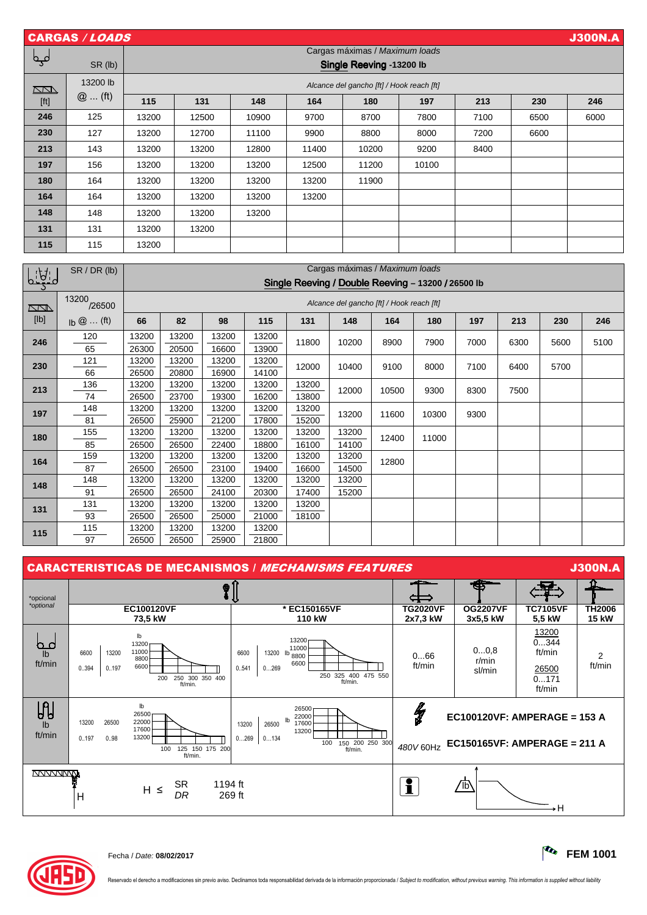## CARGAS / *LOADS* — J300N.A

### Cargas máximas / *Maximum loads* — Single Reeving -13200 lb

| [ft] | SR (lb) 13200 lb @ ... (ft) | 115 | 131 | 148 | 164 | 180 | 197 | 213 | 230 | 246 |
|---|---|---|---|---|---|---|---|---|---|---|
| | | *Alcance del gancho [ft] / Hook reach [ft]* | | | | | | | | |
| **246** | 125 | 13200 | 12500 | 10900 | 9700 | 8700 | 7800 | 7100 | 6500 | 6000 |
| **230** | 127 | 13200 | 12700 | 11100 | 9900 | 8800 | 8000 | 7200 | 6600 | |
| **213** | 143 | 13200 | 13200 | 12800 | 11400 | 10200 | 9200 | 8400 | | |
| **197** | 156 | 13200 | 13200 | 13200 | 12500 | 11200 | 10100 | | | |
| **180** | 164 | 13200 | 13200 | 13200 | 13200 | 11900 | | | | |
| **164** | 164 | 13200 | 13200 | 13200 | 13200 | | | | | |
| **148** | 148 | 13200 | 13200 | 13200 | | | | | | |
| **131** | 131 | 13200 | 13200 | | | | | | | |
| **115** | 115 | 13200 | | | | | | | | |

### Cargas máximas / *Maximum loads* — Single Reeving / Double Reeving – 13200 / 26500 lb

| [lb] | SR / DR (lb) 13200/26500 lb @ ... (ft) | 66 | 82 | 98 | 115 | 131 | 148 | 164 | 180 | 197 | 213 | 230 | 246 |
|---|---|---|---|---|---|---|---|---|---|---|---|---|---|
| | | *Alcance del gancho [ft] / Hook reach [ft]* | | | | | | | | | | | |
| **246** | 120 / 65 | 13200 / 26300 | 13200 / 20500 | 13200 / 16600 | 13200 / 13900 | 11800 | 10200 | 8900 | 7900 | 7000 | 6300 | 5600 | 5100 |
| **230** | 121 / 66 | 13200 / 26500 | 13200 / 20800 | 13200 / 16900 | 13200 / 14100 | 12000 | 10400 | 9100 | 8000 | 7100 | 6400 | 5700 | |
| **213** | 136 / 74 | 13200 / 26500 | 13200 / 23700 | 13200 / 19300 | 13200 / 16200 | 13200 / 13800 | 12000 | 10500 | 9300 | 8300 | 7500 | | |
| **197** | 148 / 81 | 13200 / 26500 | 13200 / 25900 | 13200 / 21200 | 13200 / 17800 | 13200 / 15200 | 13200 | 11600 | 10300 | 9300 | | | |
| **180** | 155 / 85 | 13200 / 26500 | 13200 / 26500 | 13200 / 22400 | 13200 / 18800 | 13200 / 16100 | 13200 / 14100 | 12400 | 11000 | | | | |
| **164** | 159 / 87 | 13200 / 26500 | 13200 / 26500 | 13200 / 23100 | 13200 / 19400 | 13200 / 16600 | 13200 / 14500 | 12800 | | | | | |
| **148** | 148 / 91 | 13200 / 26500 | 13200 / 26500 | 13200 / 24100 | 13200 / 20300 | 13200 / 17400 | 13200 / 15200 | | | | | | |
| **131** | 131 / 93 | 13200 / 26500 | 13200 / 26500 | 13200 / 25000 | 13200 / 21000 | 13200 / 18100 | | | | | | | |
| **115** | 115 / 97 | 13200 / 26500 | 13200 / 26500 | 13200 / 25900 | 13200 / 21800 | | | | | | | | |

## CARACTERISTICAS DE MECANISMOS / *MECHANISMS FEATURES* — J300N.A

| *opcional / *optional* | EC100120VF 73,5 kW | * EC150165VF 110 kW | TG2020VF 2x7,3 kW | OG2207VF 3x5,5 kW | TC7105VF 5,5 kW | TH2006 15 kW |
|---|---|---|---|---|---|---|
| lb ft/min (SR) | 6600 / 0..394; 13200 / 0..197 (lb: 13200, 11000, 8800, 6600; ft/min: 200, 250, 300, 350, 400) | 6600 / 0..541; 13200 / 0...269 (lb: 13200, 11000, 8800, 6600; ft/min: 250, 325, 400, 475, 550) | 0...66 ft/min | 0...0,8 r/min sl/min | 13200 0...344 ft/min; 26500 0...171 ft/min | 2 ft/min |
| lb ft/min (DR) | 13200 / 0..197; 26500 / 0..98 (lb: 26500, 22000, 17600, 13200; ft/min: 100, 125, 150, 175, 200) | 13200 / 0...269; 26500 / 0...134 (lb: 26500, 22000, 17600, 13200; ft/min: 100, 150, 200, 250, 300) | 480V 60Hz | EC100120VF: AMPERAGE = 153 A; EC150165VF: AMPERAGE = 211 A | | |

H ≤ SR 1194 ft; *DR* 269 ft

Fecha / *Date:* **08/02/2017**

**FEM 1001**

Reservado el derecho a modificaciones sin previo aviso. Declinamos toda responsabilidad derivada de la información proporcionada / *Subject to modification, without previous warning. This information is supplied without liability*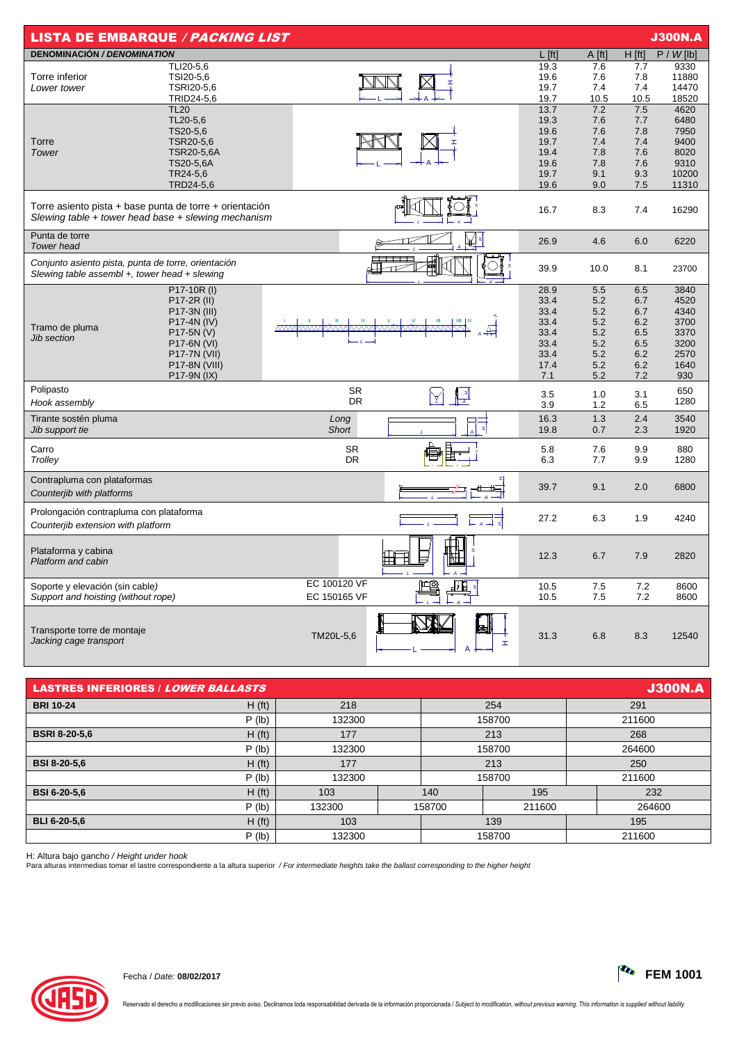## LISTA DE EMBARQUE / *PACKING LIST* — J300N.A

| DENOMINACIÓN / *DENOMINATION* | | | L [ft] | A [ft] | H [ft] | P / *W* [lb] |
|---|---|---|---|---|---|---|
| Torre inferior / *Lower tower* | TLI20-5,6 | | 19.3 | 7.6 | 7.7 | 9330 |
| | TSI20-5,6 | | 19.6 | 7.6 | 7.8 | 11880 |
| | TSRI20-5,6 | | 19.7 | 7.4 | 7.4 | 14470 |
| | TRID24-5,6 | | 19.7 | 10.5 | 10.5 | 18520 |
| Torre / *Tower* | TL20 | | 13.7 | 7.2 | 7.5 | 4620 |
| | TL20-5,6 | | 19.3 | 7.6 | 7.7 | 6480 |
| | TS20-5,6 | | 19.6 | 7.6 | 7.8 | 7950 |
| | TSR20-5,6 | | 19.7 | 7.4 | 7.4 | 9400 |
| | TSR20-5,6A | | 19.4 | 7.8 | 7.6 | 8020 |
| | TS20-5,6A | | 19.6 | 7.8 | 7.6 | 9310 |
| | TR24-5,6 | | 19.7 | 9.1 | 9.3 | 10200 |
| | TRD24-5,6 | | 19.6 | 9.0 | 7.5 | 11310 |
| Torre asiento pista + base punta de torre + orientación / *Slewing table + tower head base + slewing mechanism* | | | 16.7 | 8.3 | 7.4 | 16290 |
| Punta de torre / *Tower head* | | | 26.9 | 4.6 | 6.0 | 6220 |
| Conjunto asiento pista, punta de torre, orientación / *Slewing table assembl +, tower head + slewing* | | | 39.9 | 10.0 | 8.1 | 23700 |
| Tramo de pluma / *Jib section* | P17-10R (I) | | 28.9 | 5.5 | 6.5 | 3840 |
| | P17-2R (II) | | 33.4 | 5.2 | 6.7 | 4520 |
| | P17-3N (III) | | 33.4 | 5.2 | 6.7 | 4340 |
| | P17-4N (IV) | | 33.4 | 5.2 | 6.2 | 3700 |
| | P17-5N (V) | | 33.4 | 5.2 | 6.5 | 3370 |
| | P17-6N (VI) | | 33.4 | 5.2 | 6.5 | 3200 |
| | P17-7N (VII) | | 33.4 | 5.2 | 6.2 | 2570 |
| | P17-8N (VIII) | | 17.4 | 5.2 | 6.2 | 1640 |
| | P17-9N (IX) | | 7.1 | 5.2 | 7.2 | 930 |
| Polipasto / *Hook assembly* | | SR | 3.5 | 1.0 | 3.1 | 650 |
| | | DR | 3.9 | 1.2 | 6.5 | 1280 |
| Tirante sostén pluma / *Jib support tie* | | *Long* | 16.3 | 1.3 | 2.4 | 3540 |
| | | *Short* | 19.8 | 0.7 | 2.3 | 1920 |
| Carro / *Trolley* | | SR | 5.8 | 7.6 | 9.9 | 880 |
| | | DR | 6.3 | 7.7 | 9.9 | 1280 |
| Contrapluma con plataformas / *Counterjib with platforms* | | | 39.7 | 9.1 | 2.0 | 6800 |
| Prolongación contrapluma con plataforma / *Counterjib extension with platform* | | | 27.2 | 6.3 | 1.9 | 4240 |
| Plataforma y cabina / *Platform and cabin* | | | 12.3 | 6.7 | 7.9 | 2820 |
| Soporte y elevación (sin cable) / *Support and hoisting (without rope)* | | EC 100120 VF | 10.5 | 7.5 | 7.2 | 8600 |
| | | EC 150165 VF | 10.5 | 7.5 | 7.2 | 8600 |
| Transporte torre de montaje / *Jacking cage transport* | | TM20L-5,6 | 31.3 | 6.8 | 8.3 | 12540 |

## LASTRES INFERIORES / *LOWER BALLASTS* — J300N.A

| | | | | | |
|---|---|---|---|---|---|
| **BRI 10-24** | H (ft) | 218 | 254 | | 291 |
| | P (lb) | 132300 | 158700 | | 211600 |
| **BSRI 8-20-5,6** | H (ft) | 177 | 213 | | 268 |
| | P (lb) | 132300 | 158700 | | 264600 |
| **BSI 8-20-5,6** | H (ft) | 177 | 213 | | 250 |
| | P (lb) | 132300 | 158700 | | 211600 |
| **BSI 6-20-5,6** | H (ft) | 103 | 140 | 195 | 232 |
| | P (lb) | 132300 | 158700 | 211600 | 264600 |
| **BLI 6-20-5,6** | H (ft) | 103 | 139 | | 195 |
| | P (lb) | 132300 | 158700 | | 211600 |

H: Altura bajo gancho / *Height under hook*

Para alturas intermedias tomar el lastre correspondiente a la altura superior / *For intermediate heights take the ballast corresponding to the higher height*

Fecha / *Date:* **08/02/2017**

**FEM 1001**

Reservado el derecho a modificaciones sin previo aviso. Declinamos toda responsabilidad derivada de la información proporcionada / *Subject to modification, without previous warning. This information is supplied without liability*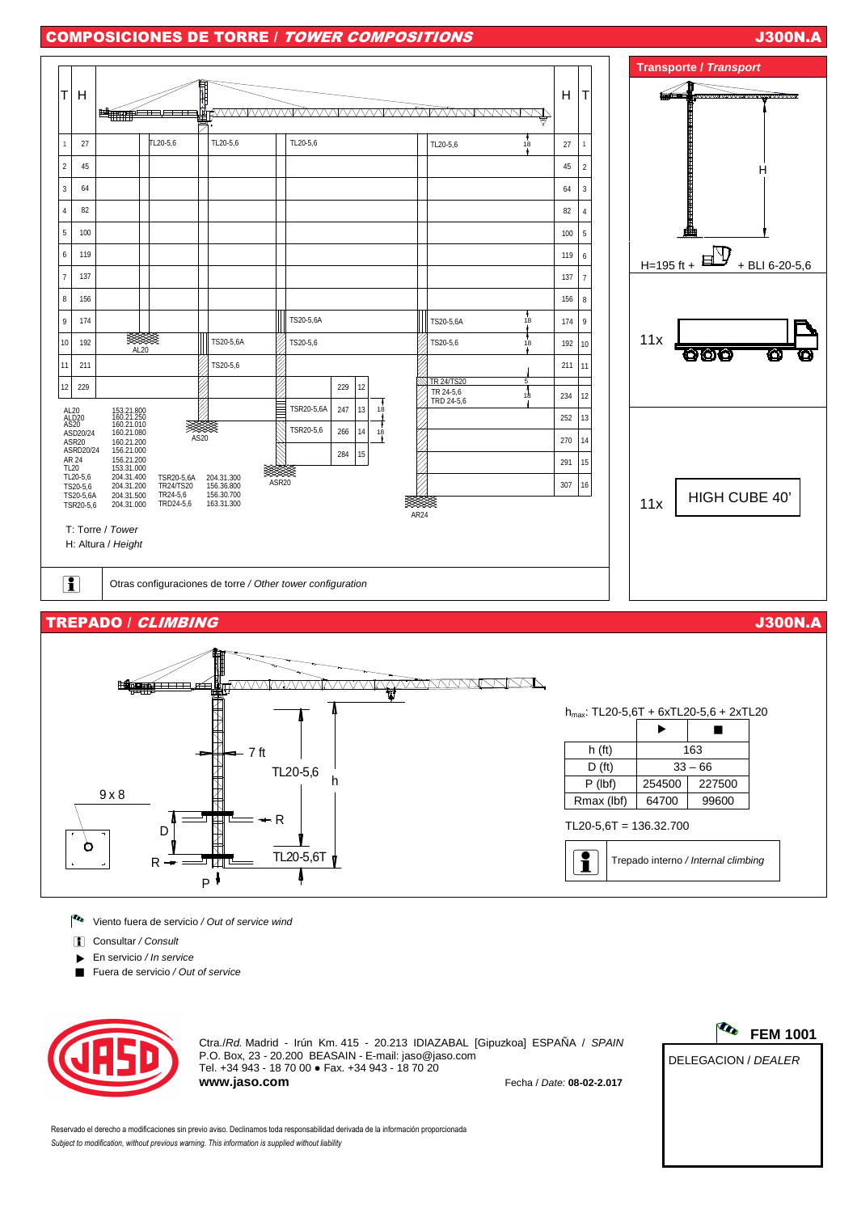## COMPOSICIONES DE TORRE / *TOWER COMPOSITIONS*

J300N.A

| T | H | | | | | H | T |
|---|---|---|---|---|---|---|---|
| 1 | 27 | TL20-5,6 | TL20-5,6 | TL20-5,6 | TL20-5,6 | 27 | 1 |
| 2 | 45 | | | | | 45 | 2 |
| 3 | 64 | | | | | 64 | 3 |
| 4 | 82 | | | | | 82 | 4 |
| 5 | 100 | | | | | 100 | 5 |
| 6 | 119 | | | | | 119 | 6 |
| 7 | 137 | | | | | 137 | 7 |
| 8 | 156 | | | | | 156 | 8 |
| 9 | 174 | | | TS20-5,6A | TS20-5,6A | 174 | 9 |
| 10 | 192 | AL20 | TS20-5,6A | TS20-5,6 | TS20-5,6 | 192 | 10 |
| 11 | 211 | | TS20-5,6 | | | 211 | 11 |
| 12 | 229 | | AS20 | 229 / 12 | TR 24/TS20 / TR 24-5,6 / TRD 24-5,6 | 234 | 12 |
| | | | | TSR20-5,6A 247 / 13 | | 252 | 13 |
| | | | | TSR20-5,6 266 / 14 | | 270 | 14 |
| | | | | 284 / 15 | | 291 | 15 |
| | | | | ASR20 | AR24 | 307 | 16 |

18, 5

| | | | | | |
|---|---|---|---|---|---|
| AL20 | 153.21.800 | | | | |
| ALD20 | 160.21.250 | | | | |
| AS20 | 160.21.010 | | | | |
| ASD20/24 | 160.21.080 | | | | |
| ASR20 | 160.21.200 | | | | |
| ASRD20/24 | 156.21.000 | | | | |
| AR 24 | 156.21.200 | | | | |
| TL20 | 153.31.000 | | | | |
| TL20-5,6 | 204.31.400 | TSR20-5,6A | 204.31.300 | | |
| TS20-5,6 | 204.31.200 | TR24/TS20 | 156.36.800 | | |
| TS20-5,6A | 204.31.500 | TR24-5,6 | 156.30.700 | | |
| TSR20-5,6 | 204.31.000 | TRD24-5,6 | 163.31.300 | | |

T: Torre / *Tower*
H: Altura / *Height*

Otras configuraciones de torre / *Other tower configuration*

### Transporte / *Transport*

H

H=195 ft + + BLI 6-20-5,6

11x

11x HIGH CUBE 40'

## TREPADO / *CLIMBING*

J300N.A

7 ft
TL20-5,6
h
9 x 8
D
R
R
P
TL20-5,6T

$h_{max}$: TL20-5,6T + 6xTL20-5,6 + 2xTL20

| | ▶ | ■ |
|---|---|---|
| h (ft) | 163 | |
| D (ft) | 33 – 66 | |
| P (lbf) | 254500 | 227500 |
| Rmax (lbf) | 64700 | 99600 |

TL20-5,6T = 136.32.700

Trepado interno / *Internal climbing*

- Viento fuera de servicio / *Out of service wind*
- Consultar / *Consult*
- ▶ En servicio / *In service*
- ■ Fuera de servicio / *Out of service*

Ctra./*Rd.* Madrid - Irún Km. 415 - 20.213 IDIAZABAL [Gipuzkoa] ESPAÑA / *SPAIN*
P.O. Box, 23 - 20.200 BEASAIN - E-mail: jaso@jaso.com
Tel. +34 943 - 18 70 00 • Fax. +34 943 - 18 70 20
**www.jaso.com**

Fecha / *Date:* **08-02-2.017**

**FEM 1001**

DELEGACION / *DEALER*

Reservado el derecho a modificaciones sin previo aviso. Declinamos toda responsabilidad derivada de la información proporcionada
*Subject to modification, without previous warning. This information is supplied without liability*